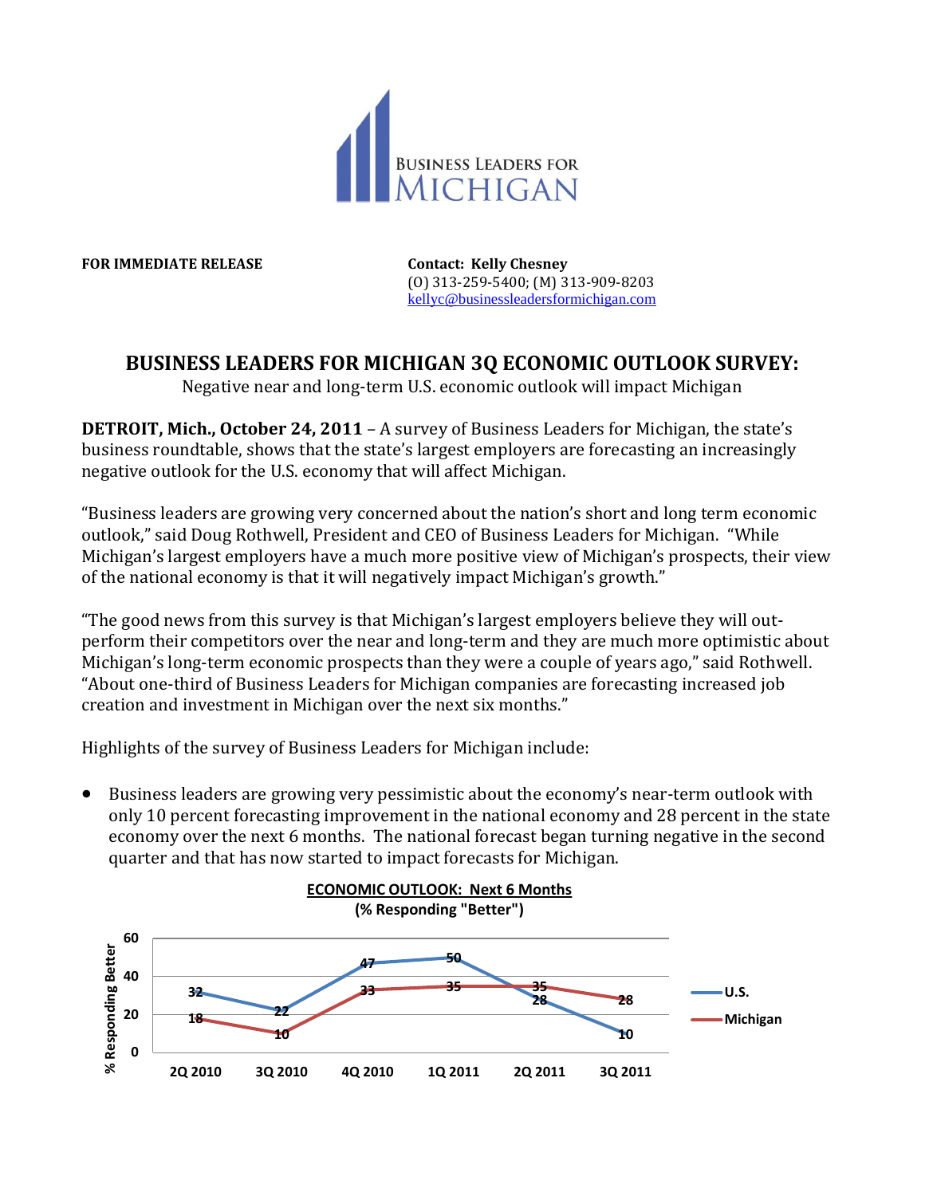**FOR IMMEDIATE RELEASE**

**Contact: Kelly Chesney**
(O) 313-259-5400; (M) 313-909-8203
kellyc@businessleadersformichigan.com

# BUSINESS LEADERS FOR MICHIGAN 3Q ECONOMIC OUTLOOK SURVEY:

Negative near and long-term U.S. economic outlook will impact Michigan

**DETROIT, Mich., October 24, 2011** – A survey of Business Leaders for Michigan, the state's business roundtable, shows that the state's largest employers are forecasting an increasingly negative outlook for the U.S. economy that will affect Michigan.

"Business leaders are growing very concerned about the nation's short and long term economic outlook," said Doug Rothwell, President and CEO of Business Leaders for Michigan. "While Michigan's largest employers have a much more positive view of Michigan's prospects, their view of the national economy is that it will negatively impact Michigan's growth."

"The good news from this survey is that Michigan's largest employers believe they will out-perform their competitors over the near and long-term and they are much more optimistic about Michigan's long-term economic prospects than they were a couple of years ago," said Rothwell. "About one-third of Business Leaders for Michigan companies are forecasting increased job creation and investment in Michigan over the next six months."

Highlights of the survey of Business Leaders for Michigan include:

- Business leaders are growing very pessimistic about the economy's near-term outlook with only 10 percent forecasting improvement in the national economy and 28 percent in the state economy over the next 6 months. The national forecast began turning negative in the second quarter and that has now started to impact forecasts for Michigan.

**ECONOMIC OUTLOOK: Next 6 Months**
**(% Responding "Better")**

| | 2Q 2010 | 3Q 2010 | 4Q 2010 | 1Q 2011 | 2Q 2011 | 3Q 2011 |
|---|---|---|---|---|---|---|
| U.S. | 32 | 22 | 47 | 50 | 28 | 10 |
| Michigan | 18 | 10 | 33 | 35 | 35 | 28 |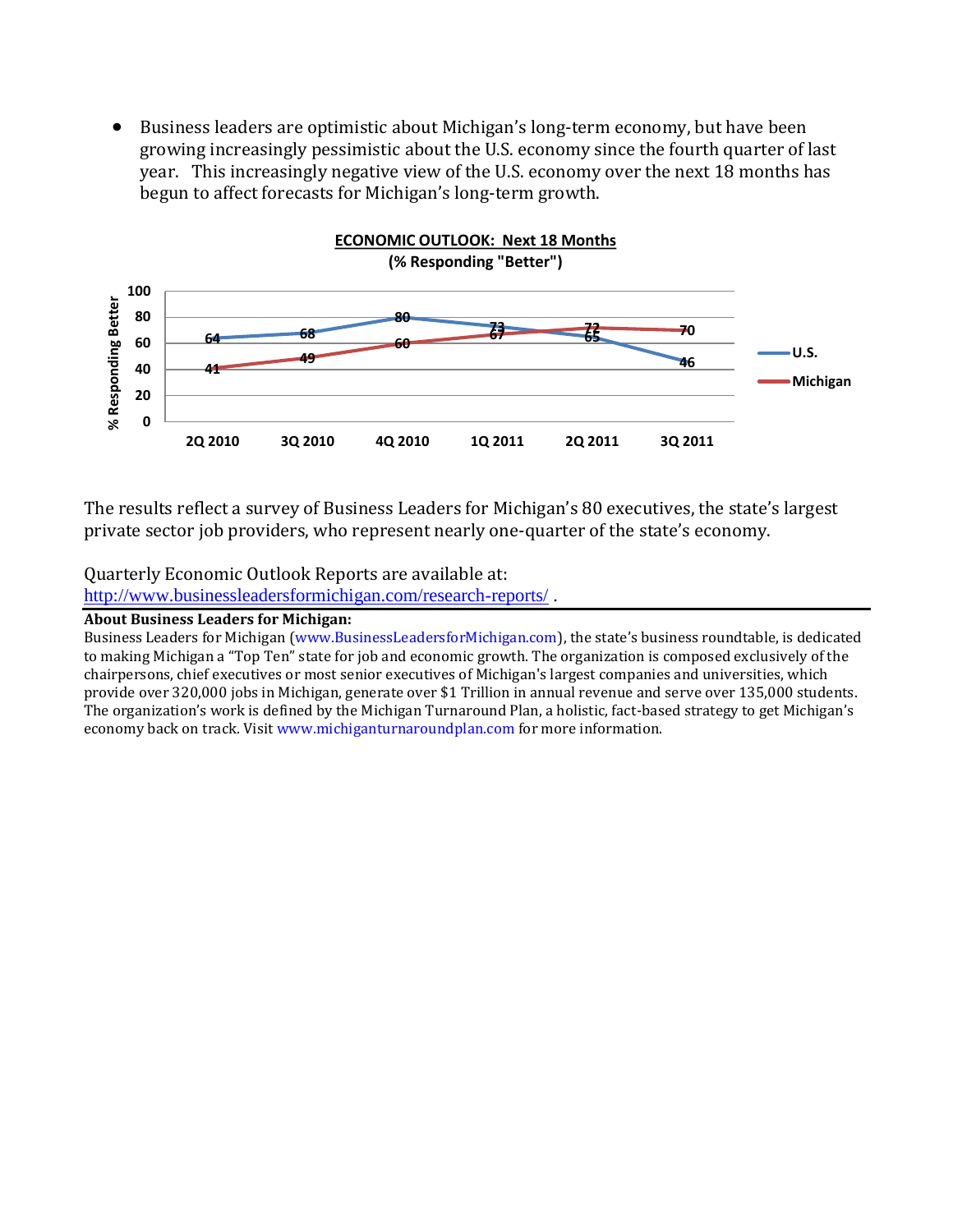- Business leaders are optimistic about Michigan's long-term economy, but have been growing increasingly pessimistic about the U.S. economy since the fourth quarter of last year. This increasingly negative view of the U.S. economy over the next 18 months has begun to affect forecasts for Michigan's long-term growth.

**ECONOMIC OUTLOOK: Next 18 Months**
**(% Responding "Better")**

% Responding Better

100
80
60
40
20
0

2Q 2010
3Q 2010
4Q 2010
1Q 2011
2Q 2011
3Q 2011

64
68
80
73
65
46

41
49
60
67
72
70

U.S.
Michigan

The results reflect a survey of Business Leaders for Michigan's 80 executives, the state's largest private sector job providers, who represent nearly one-quarter of the state's economy.

Quarterly Economic Outlook Reports are available at:
http://www.businessleadersformichigan.com/research-reports/ .

**About Business Leaders for Michigan:**
Business Leaders for Michigan (www.BusinessLeadersforMichigan.com), the state's business roundtable, is dedicated to making Michigan a "Top Ten" state for job and economic growth. The organization is composed exclusively of the chairpersons, chief executives or most senior executives of Michigan's largest companies and universities, which provide over 320,000 jobs in Michigan, generate over $1 Trillion in annual revenue and serve over 135,000 students. The organization's work is defined by the Michigan Turnaround Plan, a holistic, fact-based strategy to get Michigan's economy back on track. Visit www.michiganturnaroundplan.com for more information.